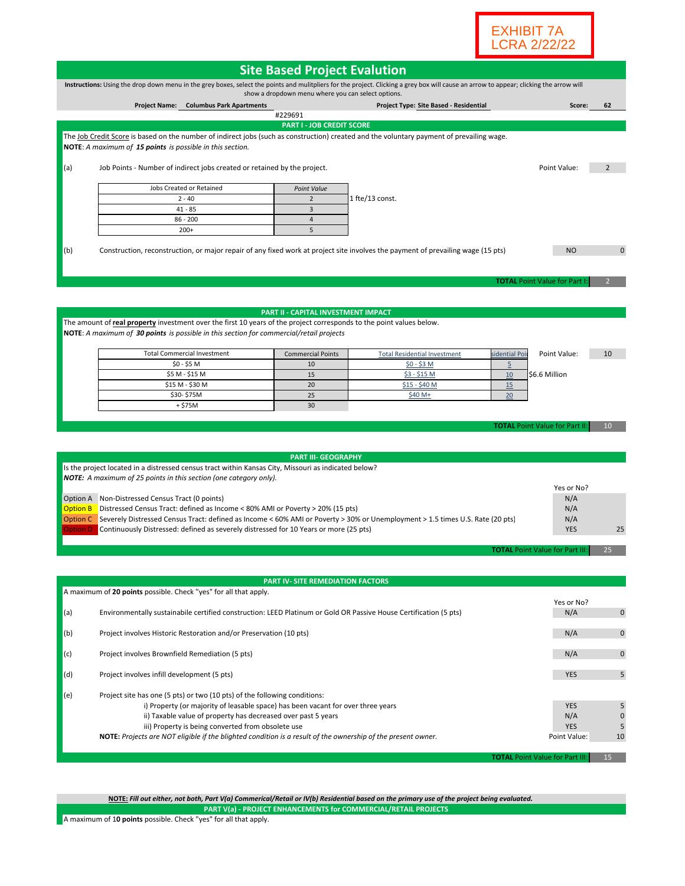EXHIBIT 7A
LCRA 2/22/22

# Site Based Project Evalution

**Instructions:** Using the drop down menu in the grey boxes, select the points and mulitpliers for the project. Clicking a grey box will cause an arrow to appear; clicking the arrow will show a dropdown menu where you can select options.

**Project Name:** **Columbus Park Apartments** &nbsp;&nbsp; **Project Type:** **Site Based - Residential** &nbsp;&nbsp; **Score:** **62**

#229691

## PART I - JOB CREDIT SCORE

The Job Credit Score is based on the number of indirect jobs (such as construction) created and the voluntary payment of prevailing wage.
**NOTE**: *A maximum of **15 points** is possible in this section.*

(a) Job Points - Number of indirect jobs created or retained by the project. &nbsp;&nbsp; Point Value: 2

| Jobs Created or Retained | *Point Value* |
|---|---|
| 2 - 40 | 2 |
| 41 - 85 | 3 |
| 86 - 200 | 4 |
| 200+ | 5 |

1 fte/13 const.

(b) Construction, reconstruction, or major repair of any fixed work at project site involves the payment of prevailing wage (15 pts) &nbsp;&nbsp; NO &nbsp;&nbsp; 0

**TOTAL** Point Value for Part I: 2

## PART II - CAPITAL INVESTMENT IMPACT

The amount of **real property** investment over the first 10 years of the project corresponds to the point values below.
**NOTE**: *A maximum of **30 points** is possible in this section for commercial/retail projects*

| Total Commercial Investment | Commercial Points | Total Residential Investment | Residential Points |
|---|---|---|---|
| $0 - $5 M | 10 | $0 - $3 M | 5 |
| $5 M - $15 M | 15 | $3 - $15 M | 10 |
| $15 M - $30 M | 20 | $15 - $40 M | 15 |
| $30- $75M | 25 | $40 M+ | 20 |
| + $75M | 30 | | |

Point Value: 10

$6.6 Million

**TOTAL** Point Value for Part II: 10

## PART III- GEOGRAPHY

Is the project located in a distressed census tract within Kansas City, Missouri as indicated below?
***NOTE:** A maximum of 25 points in this section (one category only).*

| | | Yes or No? | |
|---|---|---|---|
| Option A | Non-Distressed Census Tract (0 points) | N/A | |
| Option B | Distressed Census Tract: defined as Income < 80% AMI or Poverty > 20% (15 pts) | N/A | |
| Option C | Severely Distressed Census Tract: defined as Income < 60% AMI or Poverty > 30% or Unemployment > 1.5 times U.S. Rate (20 pts) | N/A | |
| Option D | Continuously Distressed: defined as severely distressed for 10 Years or more (25 pts) | YES | 25 |

**TOTAL** Point Value for Part III: 25

## PART IV- SITE REMEDIATION FACTORS

A maximum of **20 points** possible. Check "yes" for all that apply.

| | | Yes or No? | |
|---|---|---|---|
| (a) | Environmentally sustainabile certified construction: LEED Platinum or Gold OR Passive House Certification (5 pts) | N/A | 0 |
| (b) | Project involves Historic Restoration and/or Preservation (10 pts) | N/A | 0 |
| (c) | Project involves Brownfield Remediation (5 pts) | N/A | 0 |
| (d) | Project involves infill development (5 pts) | YES | 5 |
| (e) | Project site has one (5 pts) or two (10 pts) of the following conditions: | | |
| | i) Property (or majority of leasable space) has been vacant for over three years | YES | 5 |
| | ii) Taxable value of property has decreased over past 5 years | N/A | 0 |
| | iii) Property is being converted from obsolete use | YES | 5 |
| | **NOTE:** *Projects are NOT eligible if the blighted condition is a result of the ownership of the present owner.* | Point Value: | 10 |

**TOTAL** Point Value for Part III: 15

***NOTE:** Fill out either, not both, Part V(a) Commerical/Retail or IV(b) Residential based on the primary use of the project being evaluated.*

## PART V(a) - PROJECT ENHANCEMENTS for COMMERCIAL/RETAIL PROJECTS

A maximum of 1**0 points** possible. Check "yes" for all that apply.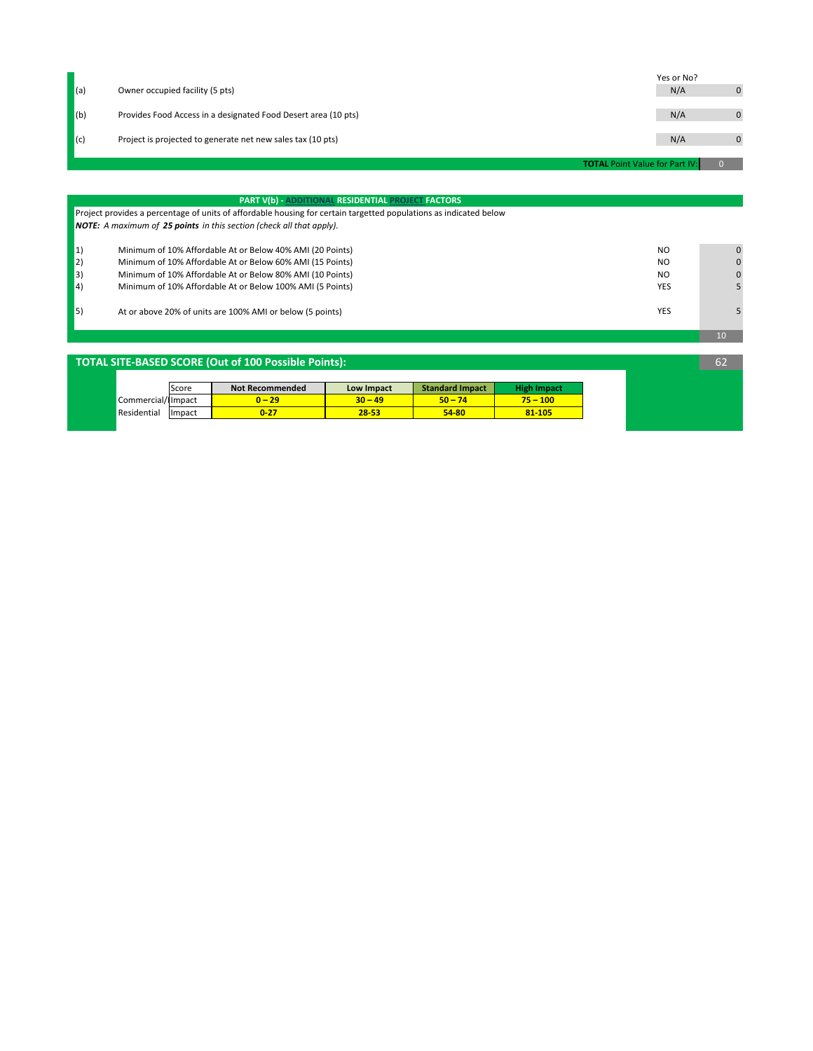| | | Yes or No? | |
|---|---|---|---|
| (a) | Owner occupied facility (5 pts) | N/A | 0 |
| (b) | Provides Food Access in a designated Food Desert area (10 pts) | N/A | 0 |
| (c) | Project is projected to generate net new sales tax (10 pts) | N/A | 0 |

**TOTAL** Point Value for Part IV: 0

## PART V(b) - ADDITIONAL RESIDENTIAL PROJECT FACTORS

Project provides a percentage of units of affordable housing for certain targetted populations as indicated below

***NOTE:*** *A maximum of* ***25 points*** *in this section (check all that apply).*

| | | | |
|---|---|---|---|
| 1) | Minimum of 10% Affordable At or Below 40% AMI (20 Points) | NO | 0 |
| 2) | Minimum of 10% Affordable At or Below 60% AMI (15 Points) | NO | 0 |
| 3) | Minimum of 10% Affordable At or Below 80% AMI (10 Points) | NO | 0 |
| 4) | Minimum of 10% Affordable At or Below 100% AMI (5 Points) | YES | 5 |
| 5) | At or above 20% of units are 100% AMI or below (5 points) | YES | 5 |
| | | | 10 |

## TOTAL SITE-BASED SCORE (Out of 100 Possible Points): 62

| | Score | Not Recommended | Low Impact | Standard Impact | High Impact |
|---|---|---|---|---|---|
| Commercial/I | Impact | 0 – 29 | 30 – 49 | 50 – 74 | 75 – 100 |
| Residential | Impact | 0-27 | 28-53 | 54-80 | 81-105 |